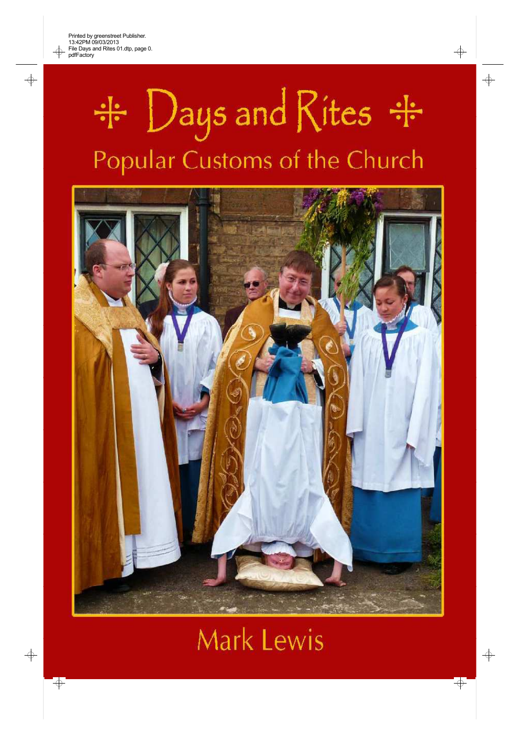# ⁜ Days and Rites ⁜

## Popular Customs of the Church

Mark Lewis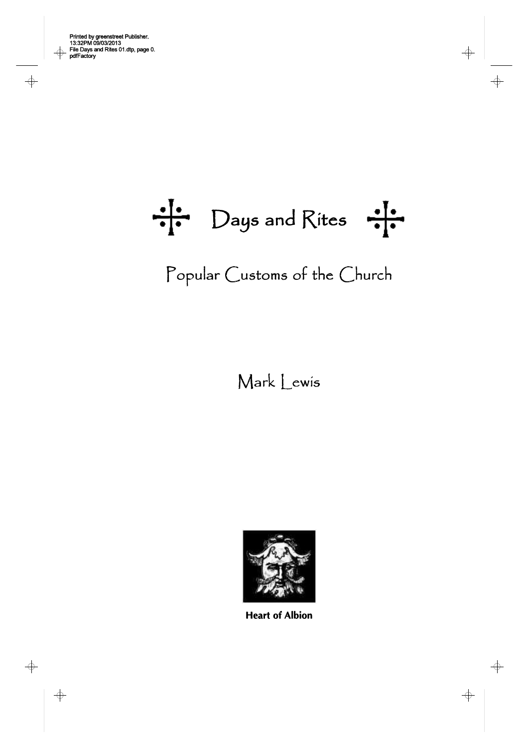# Days and Rites

## Popular Customs of the Church

Mark Lewis

**Heart of Albion**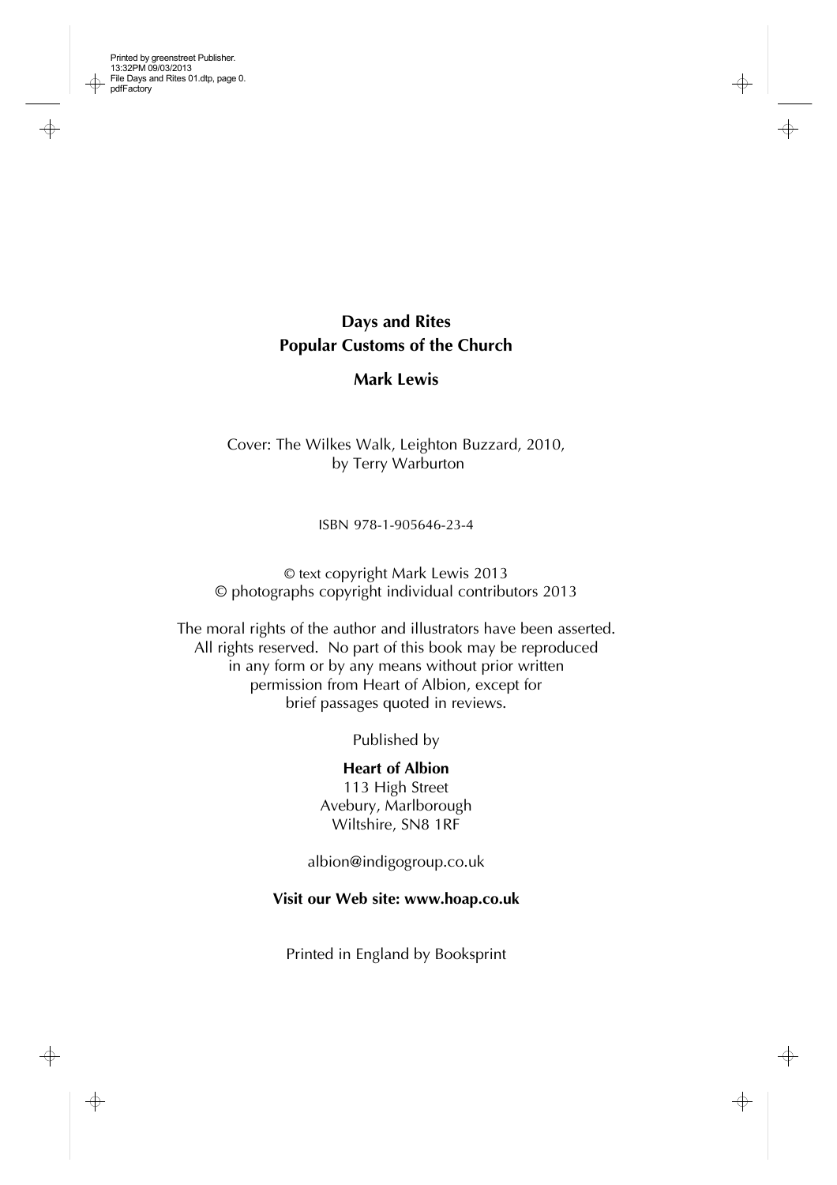**Days and Rites**
**Popular Customs of the Church**

**Mark Lewis**

Cover: The Wilkes Walk, Leighton Buzzard, 2010, by Terry Warburton

ISBN 978-1-905646-23-4

© text copyright Mark Lewis 2013
© photographs copyright individual contributors 2013

The moral rights of the author and illustrators have been asserted. All rights reserved. No part of this book may be reproduced in any form or by any means without prior written permission from Heart of Albion, except for brief passages quoted in reviews.

Published by

**Heart of Albion**
113 High Street
Avebury, Marlborough
Wiltshire, SN8 1RF

albion@indigogroup.co.uk

**Visit our Web site: www.hoap.co.uk**

Printed in England by Booksprint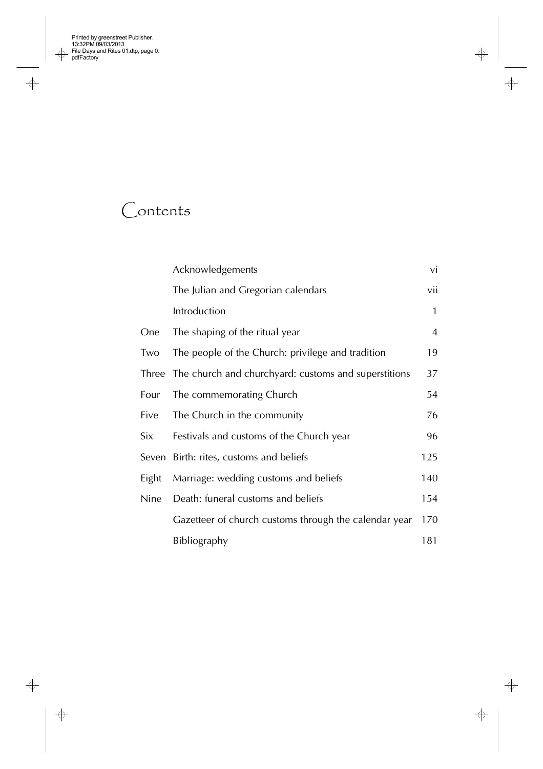# Contents

| | | |
|---|---|---|
| | Acknowledgements | vi |
| | The Julian and Gregorian calendars | vii |
| | Introduction | 1 |
| One | The shaping of the ritual year | 4 |
| Two | The people of the Church: privilege and tradition | 19 |
| Three | The church and churchyard: customs and superstitions | 37 |
| Four | The commemorating Church | 54 |
| Five | The Church in the community | 76 |
| Six | Festivals and customs of the Church year | 96 |
| Seven | Birth: rites, customs and beliefs | 125 |
| Eight | Marriage: wedding customs and beliefs | 140 |
| Nine | Death: funeral customs and beliefs | 154 |
| | Gazetteer of church customs through the calendar year | 170 |
| | Bibliography | 181 |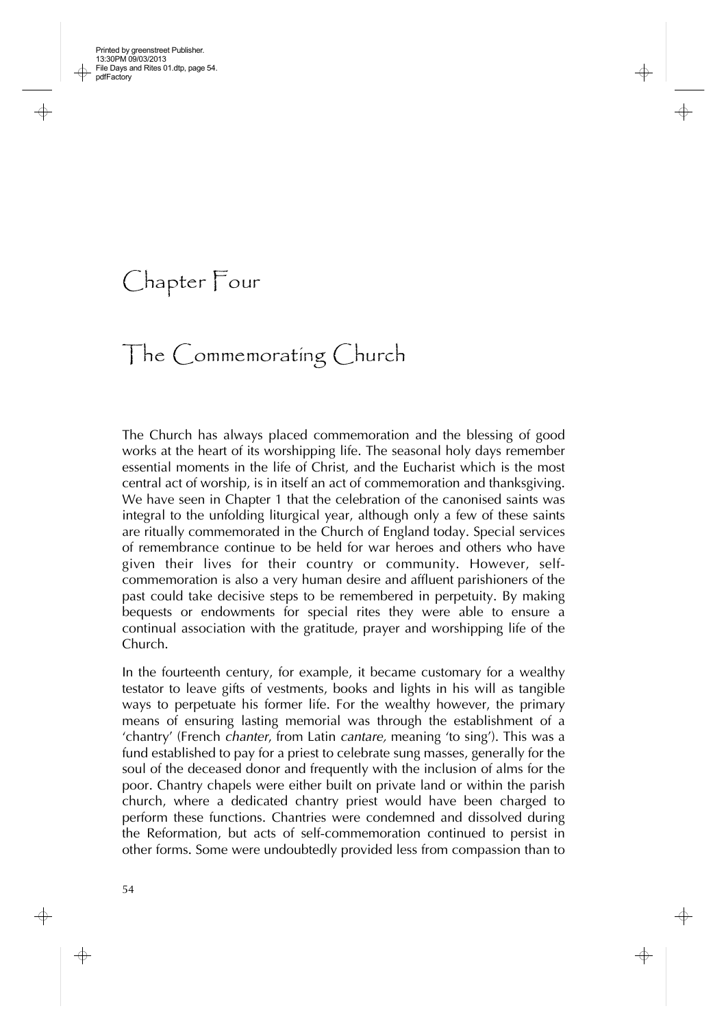# Chapter Four

## The Commemorating Church

The Church has always placed commemoration and the blessing of good works at the heart of its worshipping life. The seasonal holy days remember essential moments in the life of Christ, and the Eucharist which is the most central act of worship, is in itself an act of commemoration and thanksgiving. We have seen in Chapter 1 that the celebration of the canonised saints was integral to the unfolding liturgical year, although only a few of these saints are ritually commemorated in the Church of England today. Special services of remembrance continue to be held for war heroes and others who have given their lives for their country or community. However, self-commemoration is also a very human desire and affluent parishioners of the past could take decisive steps to be remembered in perpetuity. By making bequests or endowments for special rites they were able to ensure a continual association with the gratitude, prayer and worshipping life of the Church.

In the fourteenth century, for example, it became customary for a wealthy testator to leave gifts of vestments, books and lights in his will as tangible ways to perpetuate his former life. For the wealthy however, the primary means of ensuring lasting memorial was through the establishment of a 'chantry' (French *chanter*, from Latin *cantare,* meaning 'to sing'). This was a fund established to pay for a priest to celebrate sung masses, generally for the soul of the deceased donor and frequently with the inclusion of alms for the poor. Chantry chapels were either built on private land or within the parish church, where a dedicated chantry priest would have been charged to perform these functions. Chantries were condemned and dissolved during the Reformation, but acts of self-commemoration continued to persist in other forms. Some were undoubtedly provided less from compassion than to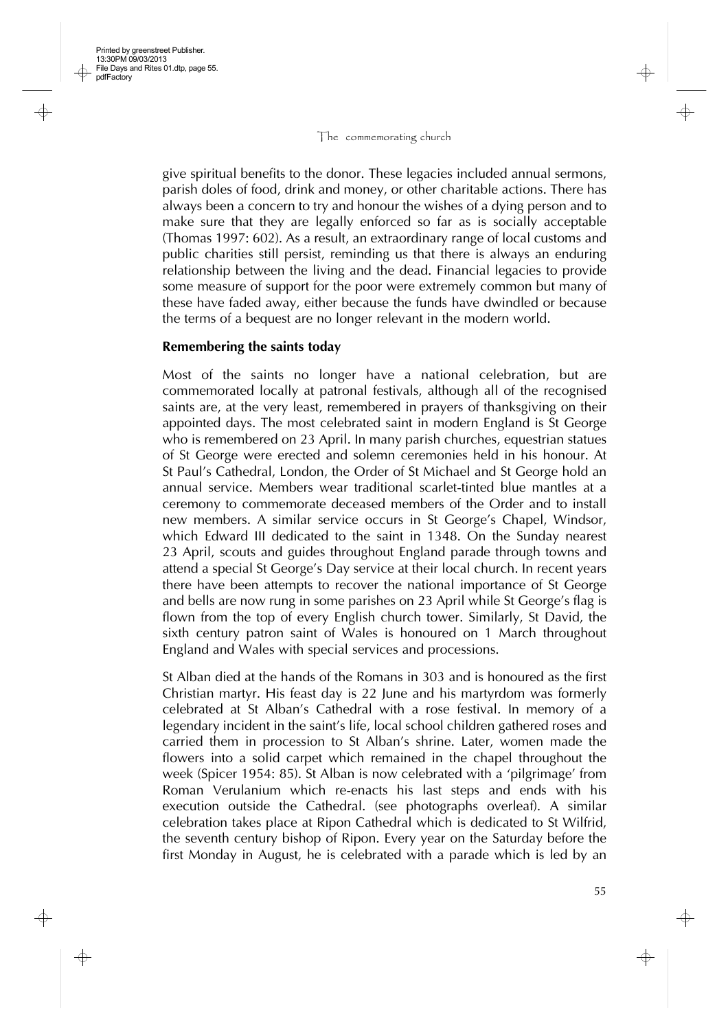give spiritual benefits to the donor. These legacies included annual sermons, parish doles of food, drink and money, or other charitable actions. There has always been a concern to try and honour the wishes of a dying person and to make sure that they are legally enforced so far as is socially acceptable (Thomas 1997: 602). As a result, an extraordinary range of local customs and public charities still persist, reminding us that there is always an enduring relationship between the living and the dead. Financial legacies to provide some measure of support for the poor were extremely common but many of these have faded away, either because the funds have dwindled or because the terms of a bequest are no longer relevant in the modern world.

## Remembering the saints today

Most of the saints no longer have a national celebration, but are commemorated locally at patronal festivals, although all of the recognised saints are, at the very least, remembered in prayers of thanksgiving on their appointed days. The most celebrated saint in modern England is St George who is remembered on 23 April. In many parish churches, equestrian statues of St George were erected and solemn ceremonies held in his honour. At St Paul's Cathedral, London, the Order of St Michael and St George hold an annual service. Members wear traditional scarlet-tinted blue mantles at a ceremony to commemorate deceased members of the Order and to install new members. A similar service occurs in St George's Chapel, Windsor, which Edward III dedicated to the saint in 1348. On the Sunday nearest 23 April, scouts and guides throughout England parade through towns and attend a special St George's Day service at their local church. In recent years there have been attempts to recover the national importance of St George and bells are now rung in some parishes on 23 April while St George's flag is flown from the top of every English church tower. Similarly, St David, the sixth century patron saint of Wales is honoured on 1 March throughout England and Wales with special services and processions.

St Alban died at the hands of the Romans in 303 and is honoured as the first Christian martyr. His feast day is 22 June and his martyrdom was formerly celebrated at St Alban's Cathedral with a rose festival. In memory of a legendary incident in the saint's life, local school children gathered roses and carried them in procession to St Alban's shrine. Later, women made the flowers into a solid carpet which remained in the chapel throughout the week (Spicer 1954: 85). St Alban is now celebrated with a 'pilgrimage' from Roman Verulanium which re-enacts his last steps and ends with his execution outside the Cathedral. (see photographs overleaf). A similar celebration takes place at Ripon Cathedral which is dedicated to St Wilfrid, the seventh century bishop of Ripon. Every year on the Saturday before the first Monday in August, he is celebrated with a parade which is led by an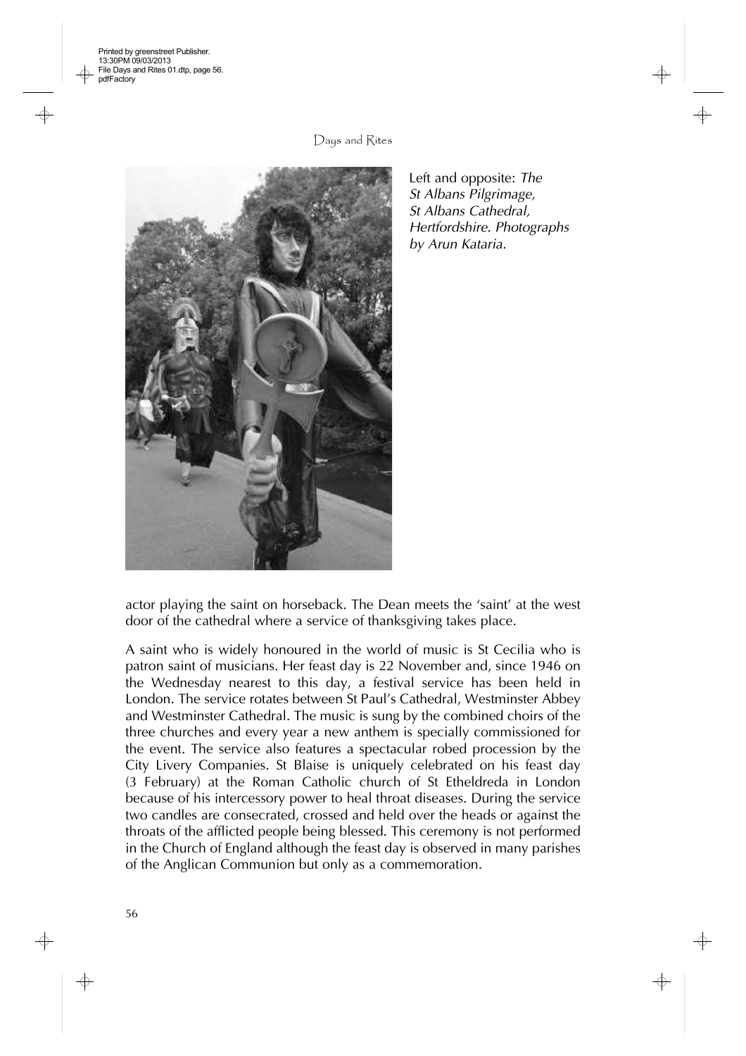Left and opposite: *The St Albans Pilgrimage, St Albans Cathedral, Hertfordshire. Photographs by Arun Kataria.*

actor playing the saint on horseback. The Dean meets the 'saint' at the west door of the cathedral where a service of thanksgiving takes place.

A saint who is widely honoured in the world of music is St Cecilia who is patron saint of musicians. Her feast day is 22 November and, since 1946 on the Wednesday nearest to this day, a festival service has been held in London. The service rotates between St Paul's Cathedral, Westminster Abbey and Westminster Cathedral. The music is sung by the combined choirs of the three churches and every year a new anthem is specially commissioned for the event. The service also features a spectacular robed procession by the City Livery Companies. St Blaise is uniquely celebrated on his feast day (3 February) at the Roman Catholic church of St Etheldreda in London because of his intercessory power to heal throat diseases. During the service two candles are consecrated, crossed and held over the heads or against the throats of the afflicted people being blessed. This ceremony is not performed in the Church of England although the feast day is observed in many parishes of the Anglican Communion but only as a commemoration.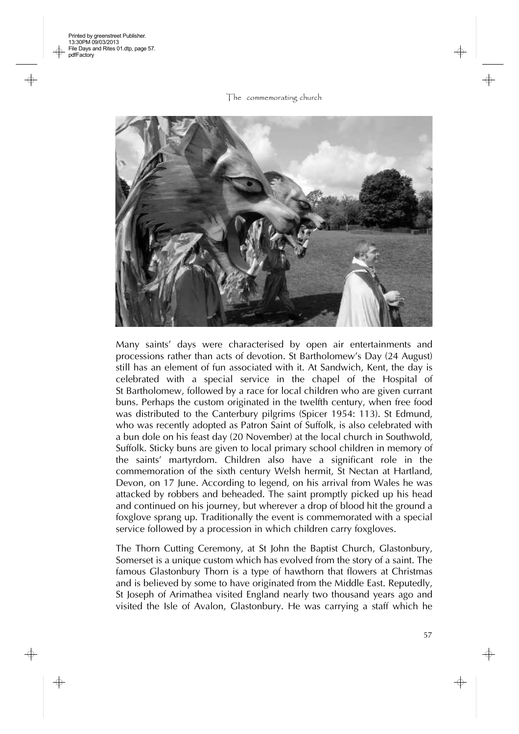Many saints' days were characterised by open air entertainments and processions rather than acts of devotion. St Bartholomew's Day (24 August) still has an element of fun associated with it. At Sandwich, Kent, the day is celebrated with a special service in the chapel of the Hospital of St Bartholomew, followed by a race for local children who are given currant buns. Perhaps the custom originated in the twelfth century, when free food was distributed to the Canterbury pilgrims (Spicer 1954: 113). St Edmund, who was recently adopted as Patron Saint of Suffolk, is also celebrated with a bun dole on his feast day (20 November) at the local church in Southwold, Suffolk. Sticky buns are given to local primary school children in memory of the saints' martyrdom. Children also have a significant role in the commemoration of the sixth century Welsh hermit, St Nectan at Hartland, Devon, on 17 June. According to legend, on his arrival from Wales he was attacked by robbers and beheaded. The saint promptly picked up his head and continued on his journey, but wherever a drop of blood hit the ground a foxglove sprang up. Traditionally the event is commemorated with a special service followed by a procession in which children carry foxgloves.

The Thorn Cutting Ceremony, at St John the Baptist Church, Glastonbury, Somerset is a unique custom which has evolved from the story of a saint. The famous Glastonbury Thorn is a type of hawthorn that flowers at Christmas and is believed by some to have originated from the Middle East. Reputedly, St Joseph of Arimathea visited England nearly two thousand years ago and visited the Isle of Avalon, Glastonbury. He was carrying a staff which he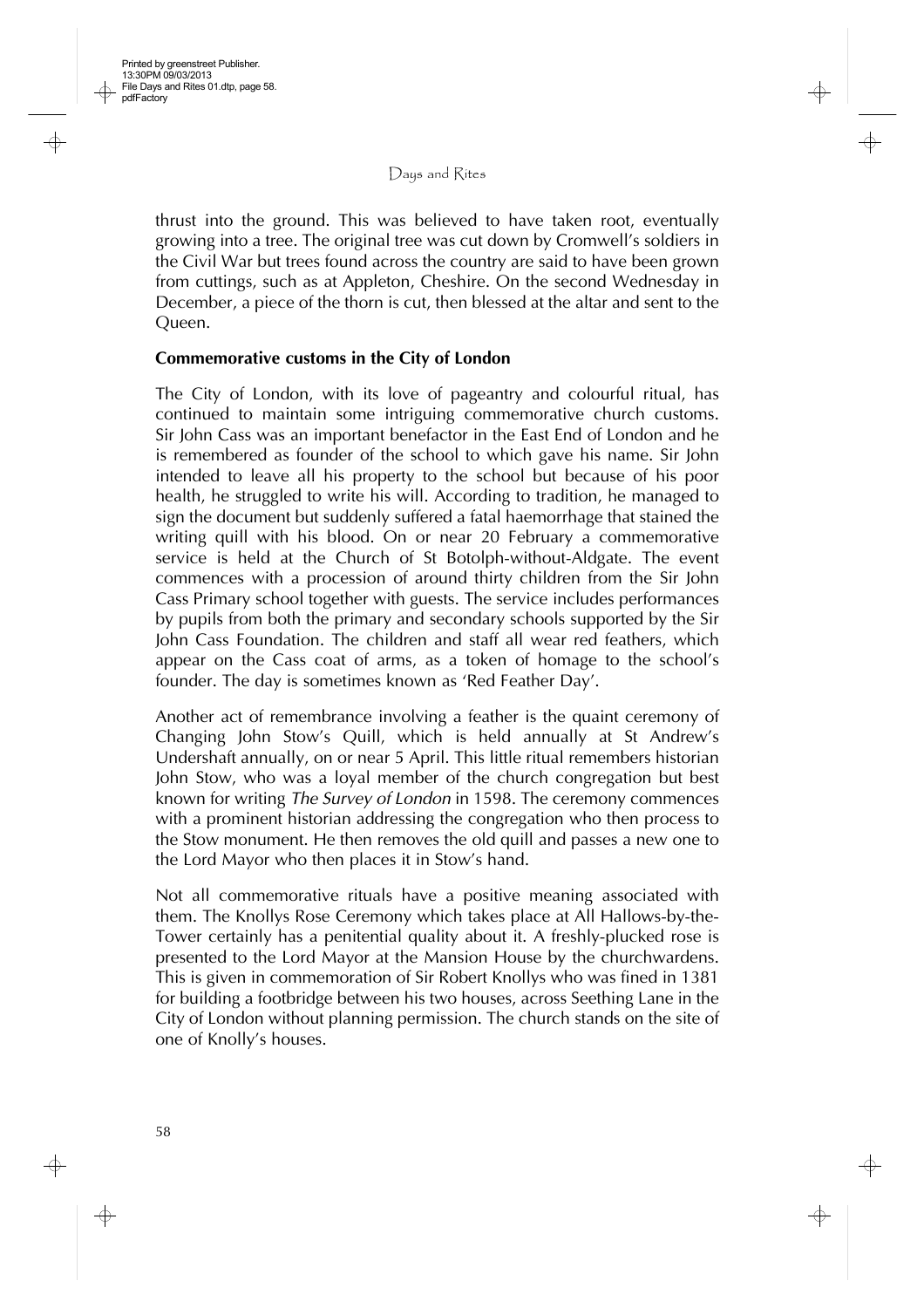thrust into the ground. This was believed to have taken root, eventually growing into a tree. The original tree was cut down by Cromwell's soldiers in the Civil War but trees found across the country are said to have been grown from cuttings, such as at Appleton, Cheshire. On the second Wednesday in December, a piece of the thorn is cut, then blessed at the altar and sent to the Queen.

**Commemorative customs in the City of London**

The City of London, with its love of pageantry and colourful ritual, has continued to maintain some intriguing commemorative church customs. Sir John Cass was an important benefactor in the East End of London and he is remembered as founder of the school to which gave his name. Sir John intended to leave all his property to the school but because of his poor health, he struggled to write his will. According to tradition, he managed to sign the document but suddenly suffered a fatal haemorrhage that stained the writing quill with his blood. On or near 20 February a commemorative service is held at the Church of St Botolph-without-Aldgate. The event commences with a procession of around thirty children from the Sir John Cass Primary school together with guests. The service includes performances by pupils from both the primary and secondary schools supported by the Sir John Cass Foundation. The children and staff all wear red feathers, which appear on the Cass coat of arms, as a token of homage to the school's founder. The day is sometimes known as 'Red Feather Day'.

Another act of remembrance involving a feather is the quaint ceremony of Changing John Stow's Quill, which is held annually at St Andrew's Undershaft annually, on or near 5 April. This little ritual remembers historian John Stow, who was a loyal member of the church congregation but best known for writing *The Survey of London* in 1598. The ceremony commences with a prominent historian addressing the congregation who then process to the Stow monument. He then removes the old quill and passes a new one to the Lord Mayor who then places it in Stow's hand.

Not all commemorative rituals have a positive meaning associated with them. The Knollys Rose Ceremony which takes place at All Hallows-by-the-Tower certainly has a penitential quality about it. A freshly-plucked rose is presented to the Lord Mayor at the Mansion House by the churchwardens. This is given in commemoration of Sir Robert Knollys who was fined in 1381 for building a footbridge between his two houses, across Seething Lane in the City of London without planning permission. The church stands on the site of one of Knolly's houses.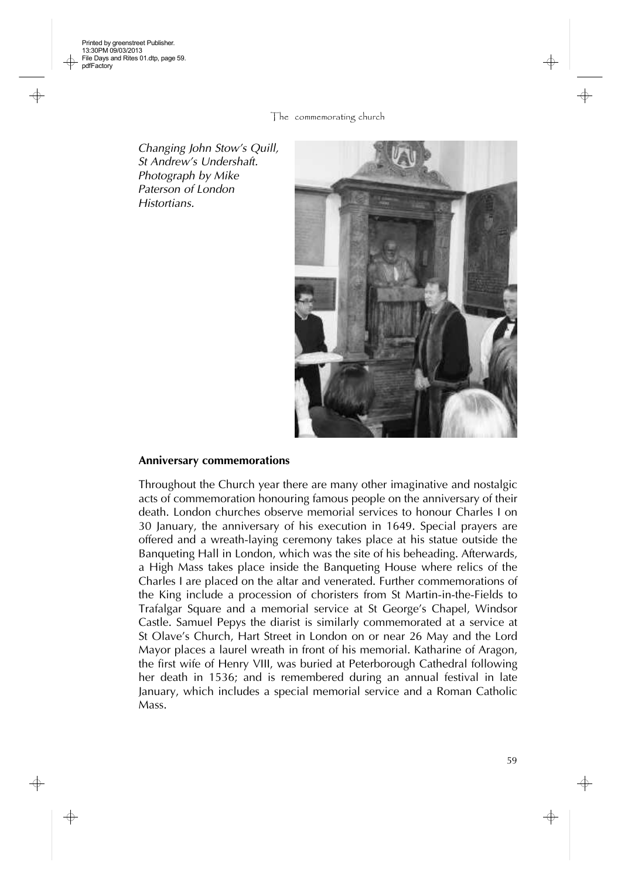*Changing John Stow's Quill, St Andrew's Undershaft. Photograph by Mike Paterson of London Histortians.*

## Anniversary commemorations

Throughout the Church year there are many other imaginative and nostalgic acts of commemoration honouring famous people on the anniversary of their death. London churches observe memorial services to honour Charles I on 30 January, the anniversary of his execution in 1649. Special prayers are offered and a wreath-laying ceremony takes place at his statue outside the Banqueting Hall in London, which was the site of his beheading. Afterwards, a High Mass takes place inside the Banqueting House where relics of the Charles I are placed on the altar and venerated. Further commemorations of the King include a procession of choristers from St Martin-in-the-Fields to Trafalgar Square and a memorial service at St George's Chapel, Windsor Castle. Samuel Pepys the diarist is similarly commemorated at a service at St Olave's Church, Hart Street in London on or near 26 May and the Lord Mayor places a laurel wreath in front of his memorial. Katharine of Aragon, the first wife of Henry VIII, was buried at Peterborough Cathedral following her death in 1536; and is remembered during an annual festival in late January, which includes a special memorial service and a Roman Catholic Mass.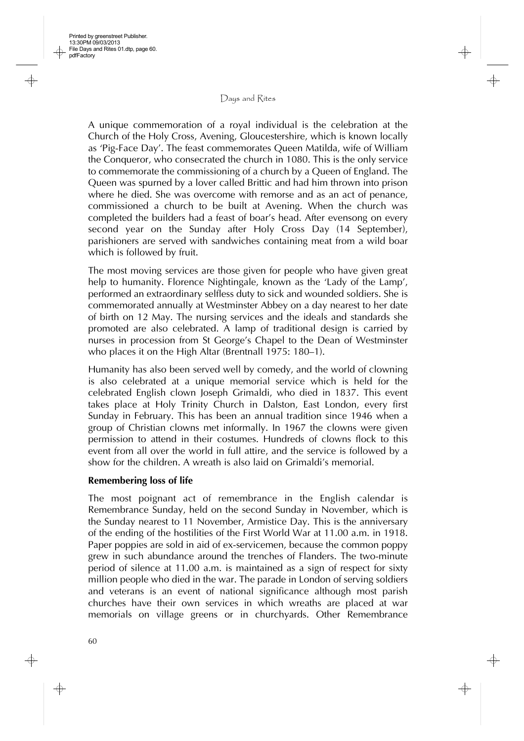A unique commemoration of a royal individual is the celebration at the Church of the Holy Cross, Avening, Gloucestershire, which is known locally as 'Pig-Face Day'. The feast commemorates Queen Matilda, wife of William the Conqueror, who consecrated the church in 1080. This is the only service to commemorate the commissioning of a church by a Queen of England. The Queen was spurned by a lover called Brittic and had him thrown into prison where he died. She was overcome with remorse and as an act of penance, commissioned a church to be built at Avening. When the church was completed the builders had a feast of boar's head. After evensong on every second year on the Sunday after Holy Cross Day (14 September), parishioners are served with sandwiches containing meat from a wild boar which is followed by fruit.

The most moving services are those given for people who have given great help to humanity. Florence Nightingale, known as the 'Lady of the Lamp', performed an extraordinary selfless duty to sick and wounded soldiers. She is commemorated annually at Westminster Abbey on a day nearest to her date of birth on 12 May. The nursing services and the ideals and standards she promoted are also celebrated. A lamp of traditional design is carried by nurses in procession from St George's Chapel to the Dean of Westminster who places it on the High Altar (Brentnall 1975: 180–1).

Humanity has also been served well by comedy, and the world of clowning is also celebrated at a unique memorial service which is held for the celebrated English clown Joseph Grimaldi, who died in 1837. This event takes place at Holy Trinity Church in Dalston, East London, every first Sunday in February. This has been an annual tradition since 1946 when a group of Christian clowns met informally. In 1967 the clowns were given permission to attend in their costumes. Hundreds of clowns flock to this event from all over the world in full attire, and the service is followed by a show for the children. A wreath is also laid on Grimaldi's memorial.

### Remembering loss of life

The most poignant act of remembrance in the English calendar is Remembrance Sunday, held on the second Sunday in November, which is the Sunday nearest to 11 November, Armistice Day. This is the anniversary of the ending of the hostilities of the First World War at 11.00 a.m. in 1918. Paper poppies are sold in aid of ex-servicemen, because the common poppy grew in such abundance around the trenches of Flanders. The two-minute period of silence at 11.00 a.m. is maintained as a sign of respect for sixty million people who died in the war. The parade in London of serving soldiers and veterans is an event of national significance although most parish churches have their own services in which wreaths are placed at war memorials on village greens or in churchyards. Other Remembrance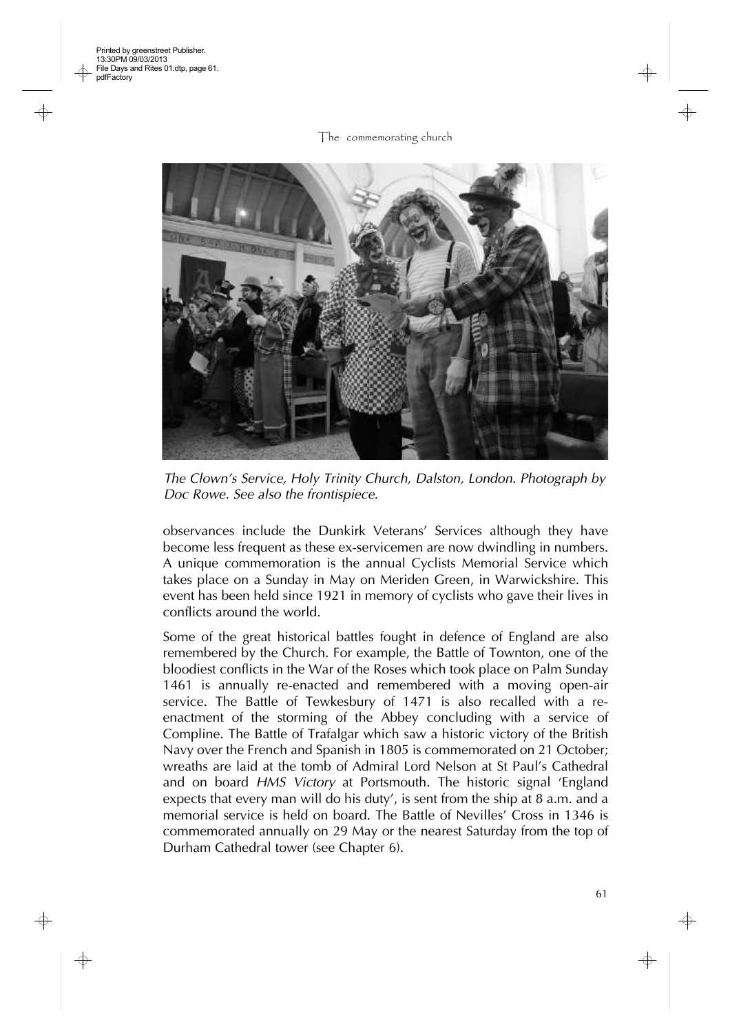*The Clown's Service, Holy Trinity Church, Dalston, London. Photograph by Doc Rowe. See also the frontispiece.*

observances include the Dunkirk Veterans' Services although they have become less frequent as these ex-servicemen are now dwindling in numbers. A unique commemoration is the annual Cyclists Memorial Service which takes place on a Sunday in May on Meriden Green, in Warwickshire. This event has been held since 1921 in memory of cyclists who gave their lives in conflicts around the world.

Some of the great historical battles fought in defence of England are also remembered by the Church. For example, the Battle of Towton, one of the bloodiest conflicts in the War of the Roses which took place on Palm Sunday 1461 is annually re-enacted and remembered with a moving open-air service. The Battle of Tewkesbury of 1471 is also recalled with a re-enactment of the storming of the Abbey concluding with a service of Compline. The Battle of Trafalgar which saw a historic victory of the British Navy over the French and Spanish in 1805 is commemorated on 21 October; wreaths are laid at the tomb of Admiral Lord Nelson at St Paul's Cathedral and on board *HMS Victory* at Portsmouth. The historic signal 'England expects that every man will do his duty', is sent from the ship at 8 a.m. and a memorial service is held on board. The Battle of Nevilles' Cross in 1346 is commemorated annually on 29 May or the nearest Saturday from the top of Durham Cathedral tower (see Chapter 6).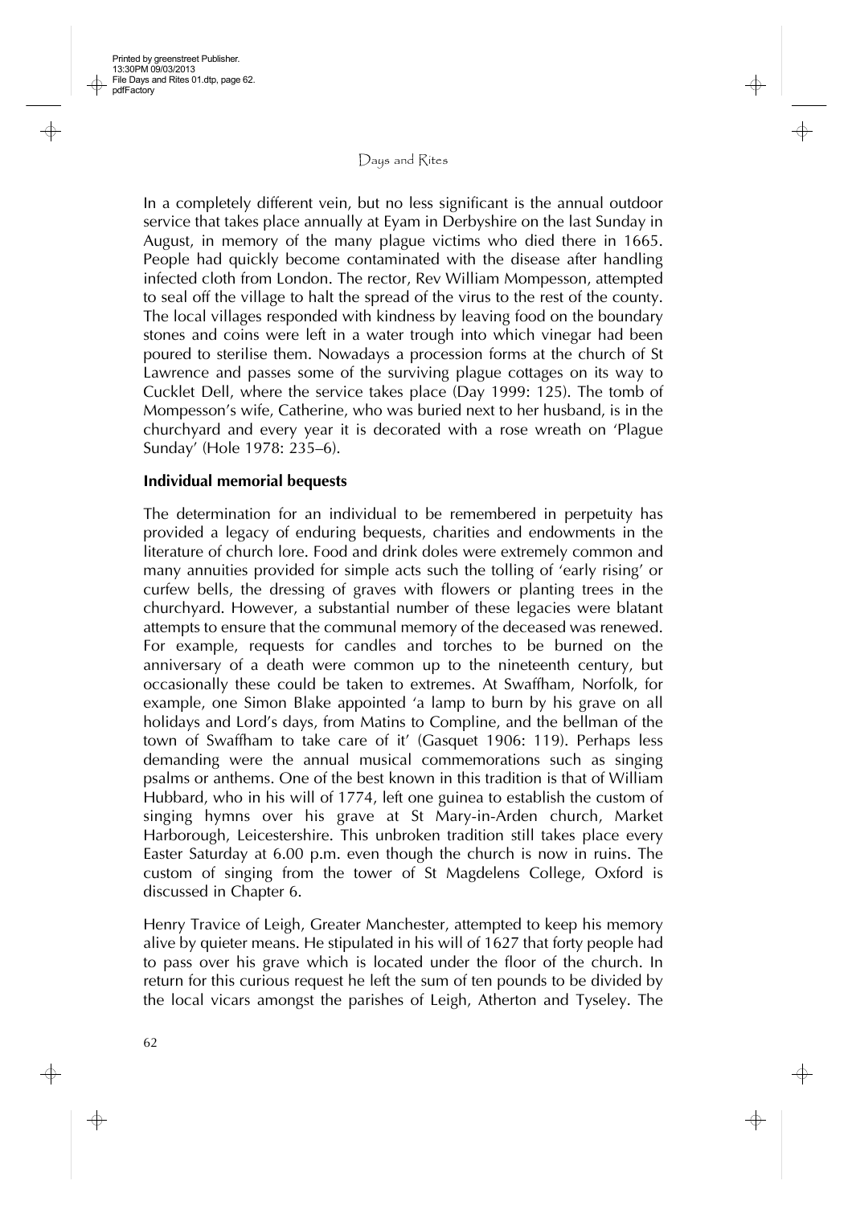In a completely different vein, but no less significant is the annual outdoor service that takes place annually at Eyam in Derbyshire on the last Sunday in August, in memory of the many plague victims who died there in 1665. People had quickly become contaminated with the disease after handling infected cloth from London. The rector, Rev William Mompesson, attempted to seal off the village to halt the spread of the virus to the rest of the county. The local villages responded with kindness by leaving food on the boundary stones and coins were left in a water trough into which vinegar had been poured to sterilise them. Nowadays a procession forms at the church of St Lawrence and passes some of the surviving plague cottages on its way to Cucklet Dell, where the service takes place (Day 1999: 125). The tomb of Mompesson's wife, Catherine, who was buried next to her husband, is in the churchyard and every year it is decorated with a rose wreath on 'Plague Sunday' (Hole 1978: 235–6).

**Individual memorial bequests**

The determination for an individual to be remembered in perpetuity has provided a legacy of enduring bequests, charities and endowments in the literature of church lore. Food and drink doles were extremely common and many annuities provided for simple acts such the tolling of 'early rising' or curfew bells, the dressing of graves with flowers or planting trees in the churchyard. However, a substantial number of these legacies were blatant attempts to ensure that the communal memory of the deceased was renewed. For example, requests for candles and torches to be burned on the anniversary of a death were common up to the nineteenth century, but occasionally these could be taken to extremes. At Swaffham, Norfolk, for example, one Simon Blake appointed 'a lamp to burn by his grave on all holidays and Lord's days, from Matins to Compline, and the bellman of the town of Swaffham to take care of it' (Gasquet 1906: 119). Perhaps less demanding were the annual musical commemorations such as singing psalms or anthems. One of the best known in this tradition is that of William Hubbard, who in his will of 1774, left one guinea to establish the custom of singing hymns over his grave at St Mary-in-Arden church, Market Harborough, Leicestershire. This unbroken tradition still takes place every Easter Saturday at 6.00 p.m. even though the church is now in ruins. The custom of singing from the tower of St Magdelens College, Oxford is discussed in Chapter 6.

Henry Travice of Leigh, Greater Manchester, attempted to keep his memory alive by quieter means. He stipulated in his will of 1627 that forty people had to pass over his grave which is located under the floor of the church. In return for this curious request he left the sum of ten pounds to be divided by the local vicars amongst the parishes of Leigh, Atherton and Tyseley. The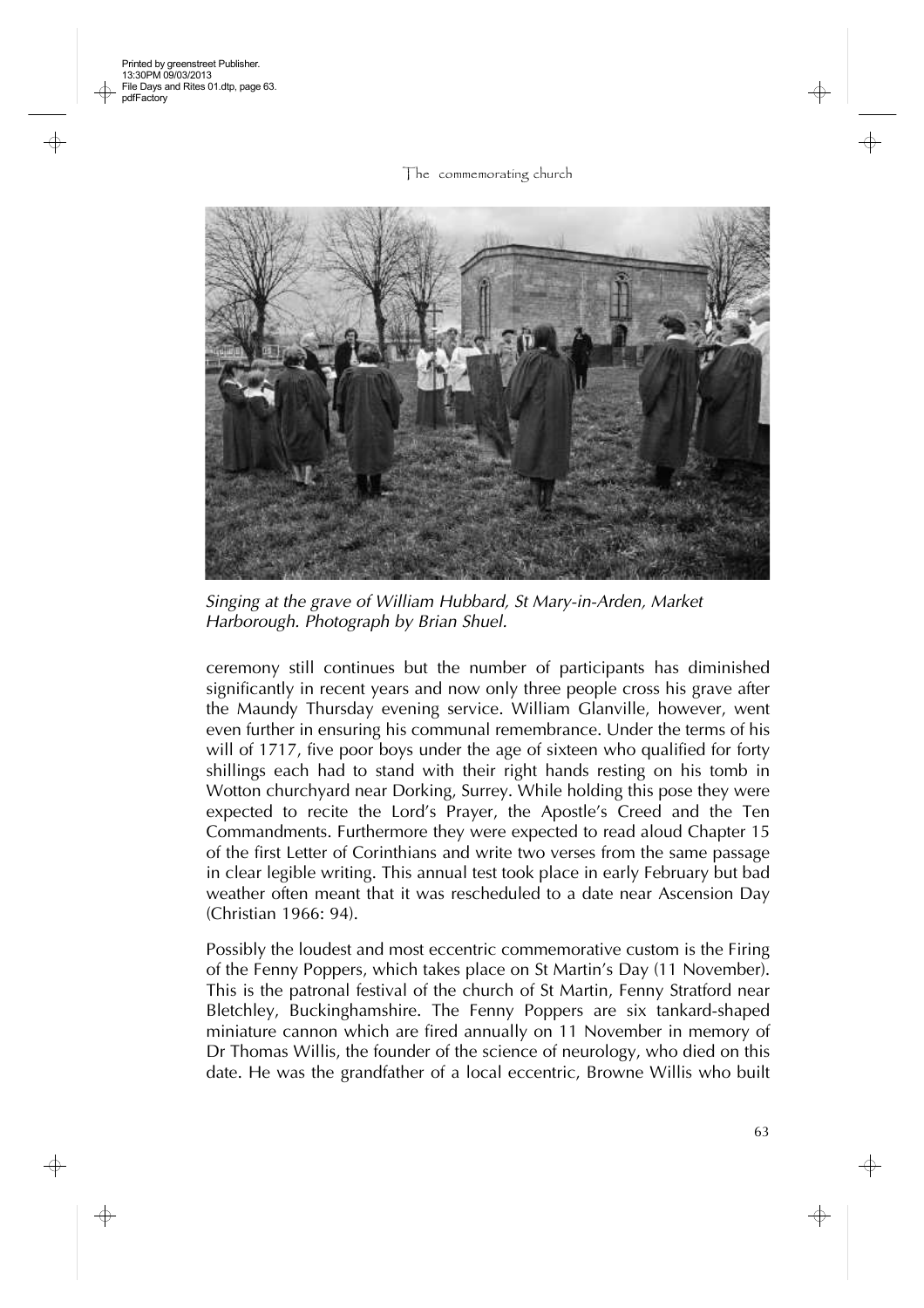*Singing at the grave of William Hubbard, St Mary-in-Arden, Market Harborough. Photograph by Brian Shuel.*

ceremony still continues but the number of participants has diminished significantly in recent years and now only three people cross his grave after the Maundy Thursday evening service. William Glanville, however, went even further in ensuring his communal remembrance. Under the terms of his will of 1717, five poor boys under the age of sixteen who qualified for forty shillings each had to stand with their right hands resting on his tomb in Wotton churchyard near Dorking, Surrey. While holding this pose they were expected to recite the Lord's Prayer, the Apostle's Creed and the Ten Commandments. Furthermore they were expected to read aloud Chapter 15 of the first Letter of Corinthians and write two verses from the same passage in clear legible writing. This annual test took place in early February but bad weather often meant that it was rescheduled to a date near Ascension Day (Christian 1966: 94).

Possibly the loudest and most eccentric commemorative custom is the Firing of the Fenny Poppers, which takes place on St Martin's Day (11 November). This is the patronal festival of the church of St Martin, Fenny Stratford near Bletchley, Buckinghamshire. The Fenny Poppers are six tankard-shaped miniature cannon which are fired annually on 11 November in memory of Dr Thomas Willis, the founder of the science of neurology, who died on this date. He was the grandfather of a local eccentric, Browne Willis who built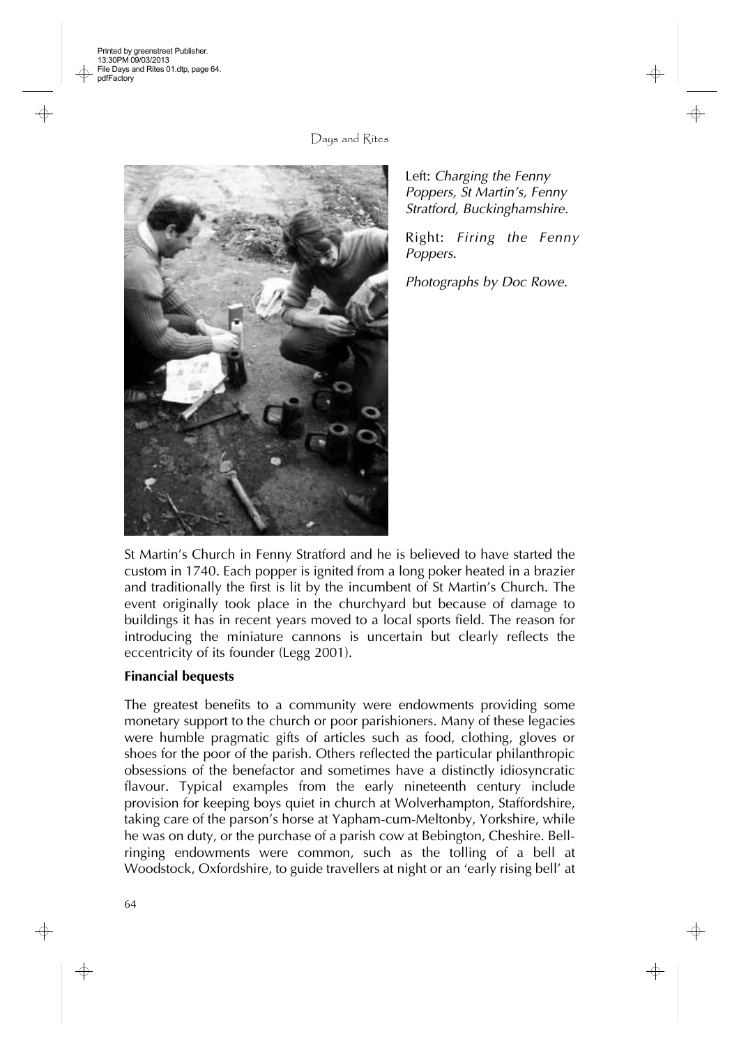Left: *Charging the Fenny Poppers, St Martin's, Fenny Stratford, Buckinghamshire.*

Right: *Firing the Fenny Poppers.*

*Photographs by Doc Rowe.*

St Martin's Church in Fenny Stratford and he is believed to have started the custom in 1740. Each popper is ignited from a long poker heated in a brazier and traditionally the first is lit by the incumbent of St Martin's Church. The event originally took place in the churchyard but because of damage to buildings it has in recent years moved to a local sports field. The reason for introducing the miniature cannons is uncertain but clearly reflects the eccentricity of its founder (Legg 2001).

**Financial bequests**

The greatest benefits to a community were endowments providing some monetary support to the church or poor parishioners. Many of these legacies were humble pragmatic gifts of articles such as food, clothing, gloves or shoes for the poor of the parish. Others reflected the particular philanthropic obsessions of the benefactor and sometimes have a distinctly idiosyncratic flavour. Typical examples from the early nineteenth century include provision for keeping boys quiet in church at Wolverhampton, Staffordshire, taking care of the parson's horse at Yapham-cum-Meltonby, Yorkshire, while he was on duty, or the purchase of a parish cow at Bebington, Cheshire. Bell-ringing endowments were common, such as the tolling of a bell at Woodstock, Oxfordshire, to guide travellers at night or an 'early rising bell' at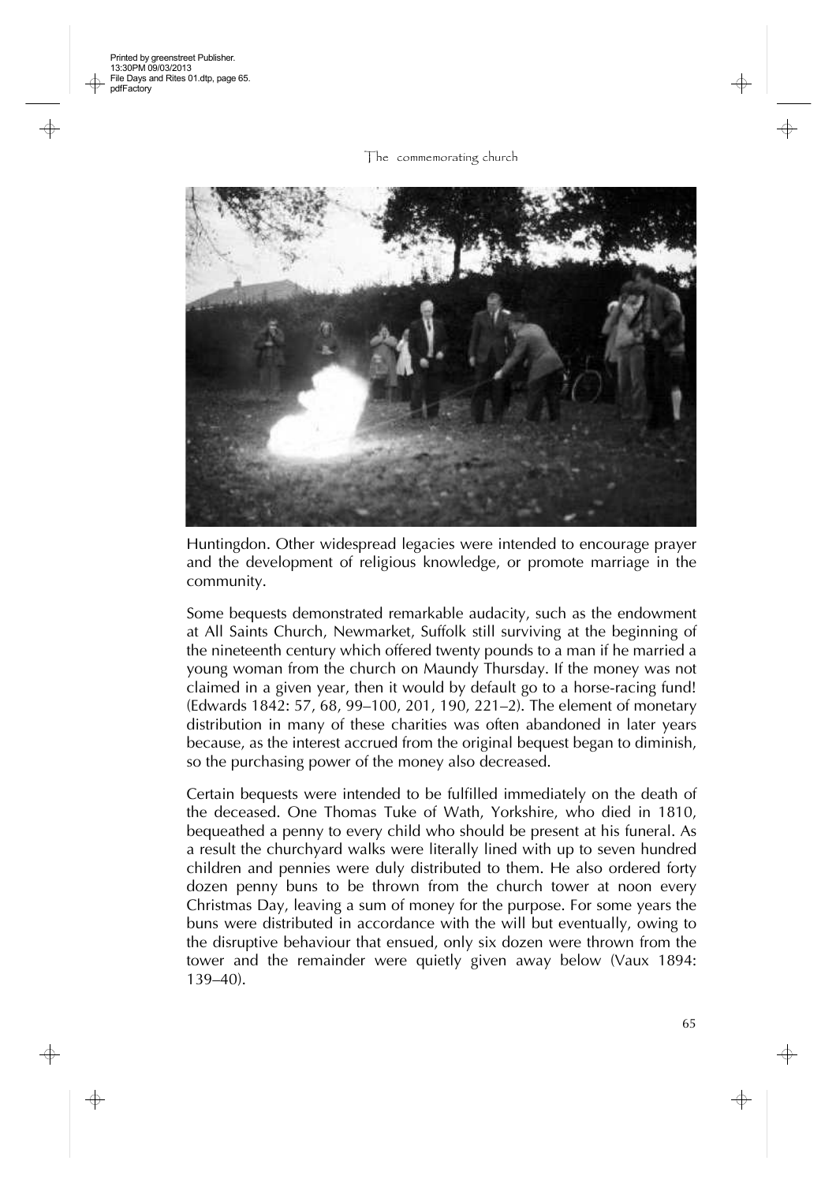Huntingdon. Other widespread legacies were intended to encourage prayer and the development of religious knowledge, or promote marriage in the community.

Some bequests demonstrated remarkable audacity, such as the endowment at All Saints Church, Newmarket, Suffolk still surviving at the beginning of the nineteenth century which offered twenty pounds to a man if he married a young woman from the church on Maundy Thursday. If the money was not claimed in a given year, then it would by default go to a horse-racing fund! (Edwards 1842: 57, 68, 99–100, 201, 190, 221–2). The element of monetary distribution in many of these charities was often abandoned in later years because, as the interest accrued from the original bequest began to diminish, so the purchasing power of the money also decreased.

Certain bequests were intended to be fulfilled immediately on the death of the deceased. One Thomas Tuke of Wath, Yorkshire, who died in 1810, bequeathed a penny to every child who should be present at his funeral. As a result the churchyard walks were literally lined with up to seven hundred children and pennies were duly distributed to them. He also ordered forty dozen penny buns to be thrown from the church tower at noon every Christmas Day, leaving a sum of money for the purpose. For some years the buns were distributed in accordance with the will but eventually, owing to the disruptive behaviour that ensued, only six dozen were thrown from the tower and the remainder were quietly given away below (Vaux 1894: 139–40).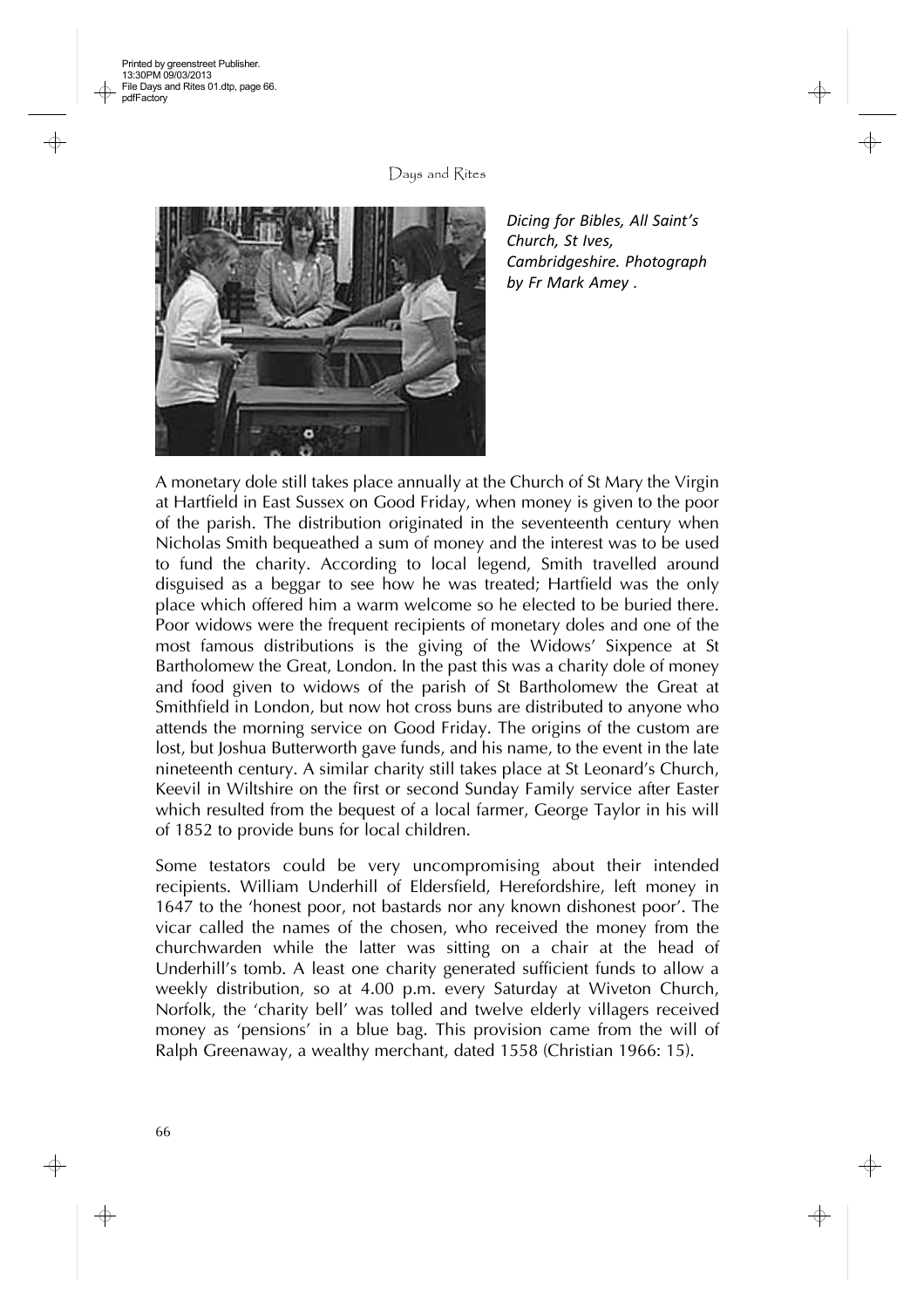*Dicing for Bibles, All Saint's Church, St Ives, Cambridgeshire. Photograph by Fr Mark Amey .*

A monetary dole still takes place annually at the Church of St Mary the Virgin at Hartfield in East Sussex on Good Friday, when money is given to the poor of the parish. The distribution originated in the seventeenth century when Nicholas Smith bequeathed a sum of money and the interest was to be used to fund the charity. According to local legend, Smith travelled around disguised as a beggar to see how he was treated; Hartfield was the only place which offered him a warm welcome so he elected to be buried there. Poor widows were the frequent recipients of monetary doles and one of the most famous distributions is the giving of the Widows' Sixpence at St Bartholomew the Great, London. In the past this was a charity dole of money and food given to widows of the parish of St Bartholomew the Great at Smithfield in London, but now hot cross buns are distributed to anyone who attends the morning service on Good Friday. The origins of the custom are lost, but Joshua Butterworth gave funds, and his name, to the event in the late nineteenth century. A similar charity still takes place at St Leonard's Church, Keevil in Wiltshire on the first or second Sunday Family service after Easter which resulted from the bequest of a local farmer, George Taylor in his will of 1852 to provide buns for local children.

Some testators could be very uncompromising about their intended recipients. William Underhill of Eldersfield, Herefordshire, left money in 1647 to the 'honest poor, not bastards nor any known dishonest poor'. The vicar called the names of the chosen, who received the money from the churchwarden while the latter was sitting on a chair at the head of Underhill's tomb. A least one charity generated sufficient funds to allow a weekly distribution, so at 4.00 p.m. every Saturday at Wiveton Church, Norfolk, the 'charity bell' was tolled and twelve elderly villagers received money as 'pensions' in a blue bag. This provision came from the will of Ralph Greenaway, a wealthy merchant, dated 1558 (Christian 1966: 15).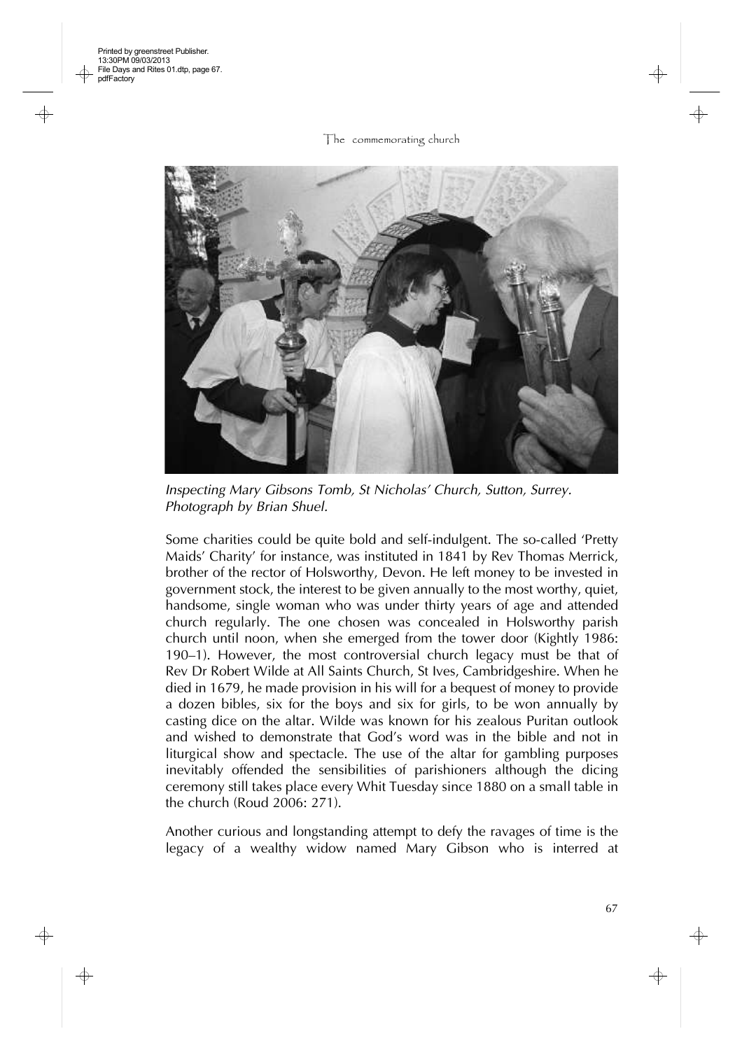*Inspecting Mary Gibsons Tomb, St Nicholas' Church, Sutton, Surrey. Photograph by Brian Shuel.*

Some charities could be quite bold and self-indulgent. The so-called 'Pretty Maids' Charity' for instance, was instituted in 1841 by Rev Thomas Merrick, brother of the rector of Holsworthy, Devon. He left money to be invested in government stock, the interest to be given annually to the most worthy, quiet, handsome, single woman who was under thirty years of age and attended church regularly. The one chosen was concealed in Holsworthy parish church until noon, when she emerged from the tower door (Kightly 1986: 190–1). However, the most controversial church legacy must be that of Rev Dr Robert Wilde at All Saints Church, St Ives, Cambridgeshire. When he died in 1679, he made provision in his will for a bequest of money to provide a dozen bibles, six for the boys and six for girls, to be won annually by casting dice on the altar. Wilde was known for his zealous Puritan outlook and wished to demonstrate that God's word was in the bible and not in liturgical show and spectacle. The use of the altar for gambling purposes inevitably offended the sensibilities of parishioners although the dicing ceremony still takes place every Whit Tuesday since 1880 on a small table in the church (Roud 2006: 271).

Another curious and longstanding attempt to defy the ravages of time is the legacy of a wealthy widow named Mary Gibson who is interred at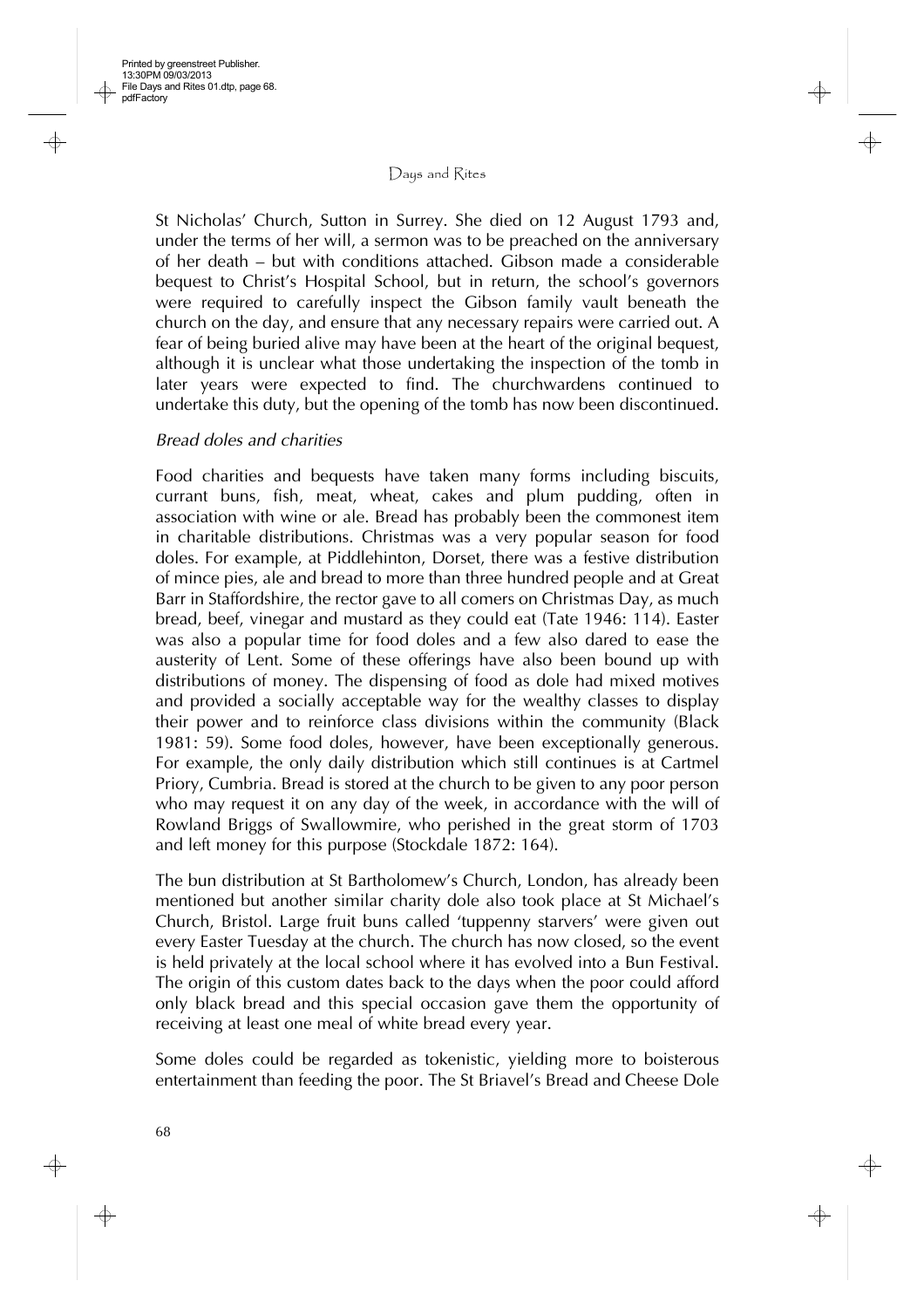St Nicholas' Church, Sutton in Surrey. She died on 12 August 1793 and, under the terms of her will, a sermon was to be preached on the anniversary of her death – but with conditions attached. Gibson made a considerable bequest to Christ's Hospital School, but in return, the school's governors were required to carefully inspect the Gibson family vault beneath the church on the day, and ensure that any necessary repairs were carried out. A fear of being buried alive may have been at the heart of the original bequest, although it is unclear what those undertaking the inspection of the tomb in later years were expected to find. The churchwardens continued to undertake this duty, but the opening of the tomb has now been discontinued.

### *Bread doles and charities*

Food charities and bequests have taken many forms including biscuits, currant buns, fish, meat, wheat, cakes and plum pudding, often in association with wine or ale. Bread has probably been the commonest item in charitable distributions. Christmas was a very popular season for food doles. For example, at Piddlehinton, Dorset, there was a festive distribution of mince pies, ale and bread to more than three hundred people and at Great Barr in Staffordshire, the rector gave to all comers on Christmas Day, as much bread, beef, vinegar and mustard as they could eat (Tate 1946: 114). Easter was also a popular time for food doles and a few also dared to ease the austerity of Lent. Some of these offerings have also been bound up with distributions of money. The dispensing of food as dole had mixed motives and provided a socially acceptable way for the wealthy classes to display their power and to reinforce class divisions within the community (Black 1981: 59). Some food doles, however, have been exceptionally generous. For example, the only daily distribution which still continues is at Cartmel Priory, Cumbria. Bread is stored at the church to be given to any poor person who may request it on any day of the week, in accordance with the will of Rowland Briggs of Swallowmire, who perished in the great storm of 1703 and left money for this purpose (Stockdale 1872: 164).

The bun distribution at St Bartholomew's Church, London, has already been mentioned but another similar charity dole also took place at St Michael's Church, Bristol. Large fruit buns called 'tuppenny starvers' were given out every Easter Tuesday at the church. The church has now closed, so the event is held privately at the local school where it has evolved into a Bun Festival. The origin of this custom dates back to the days when the poor could afford only black bread and this special occasion gave them the opportunity of receiving at least one meal of white bread every year.

Some doles could be regarded as tokenistic, yielding more to boisterous entertainment than feeding the poor. The St Briavel's Bread and Cheese Dole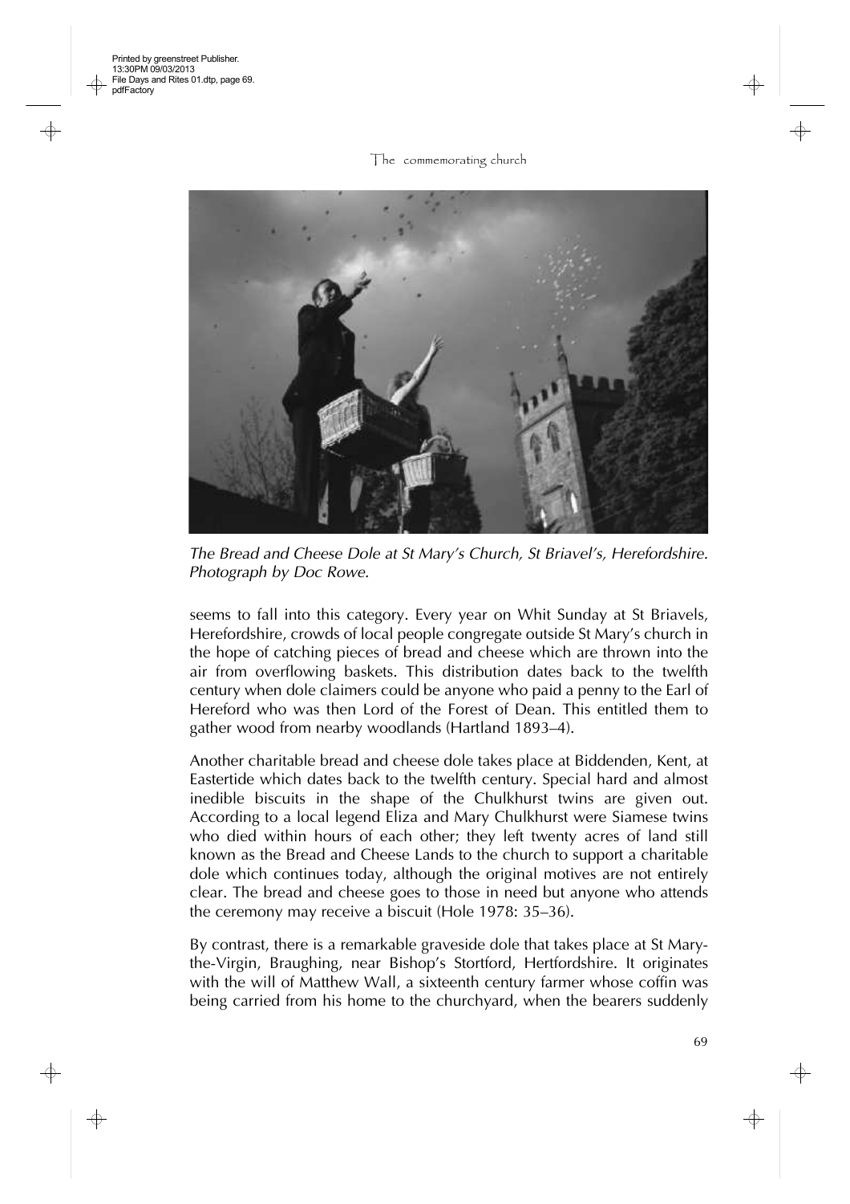*The Bread and Cheese Dole at St Mary's Church, St Briavel's, Herefordshire. Photograph by Doc Rowe.*

seems to fall into this category. Every year on Whit Sunday at St Briavels, Herefordshire, crowds of local people congregate outside St Mary's church in the hope of catching pieces of bread and cheese which are thrown into the air from overflowing baskets. This distribution dates back to the twelfth century when dole claimers could be anyone who paid a penny to the Earl of Hereford who was then Lord of the Forest of Dean. This entitled them to gather wood from nearby woodlands (Hartland 1893–4).

Another charitable bread and cheese dole takes place at Biddenden, Kent, at Eastertide which dates back to the twelfth century. Special hard and almost inedible biscuits in the shape of the Chulkhurst twins are given out. According to a local legend Eliza and Mary Chulkhurst were Siamese twins who died within hours of each other; they left twenty acres of land still known as the Bread and Cheese Lands to the church to support a charitable dole which continues today, although the original motives are not entirely clear. The bread and cheese goes to those in need but anyone who attends the ceremony may receive a biscuit (Hole 1978: 35–36).

By contrast, there is a remarkable graveside dole that takes place at St Mary-the-Virgin, Braughing, near Bishop's Stortford, Hertfordshire. It originates with the will of Matthew Wall, a sixteenth century farmer whose coffin was being carried from his home to the churchyard, when the bearers suddenly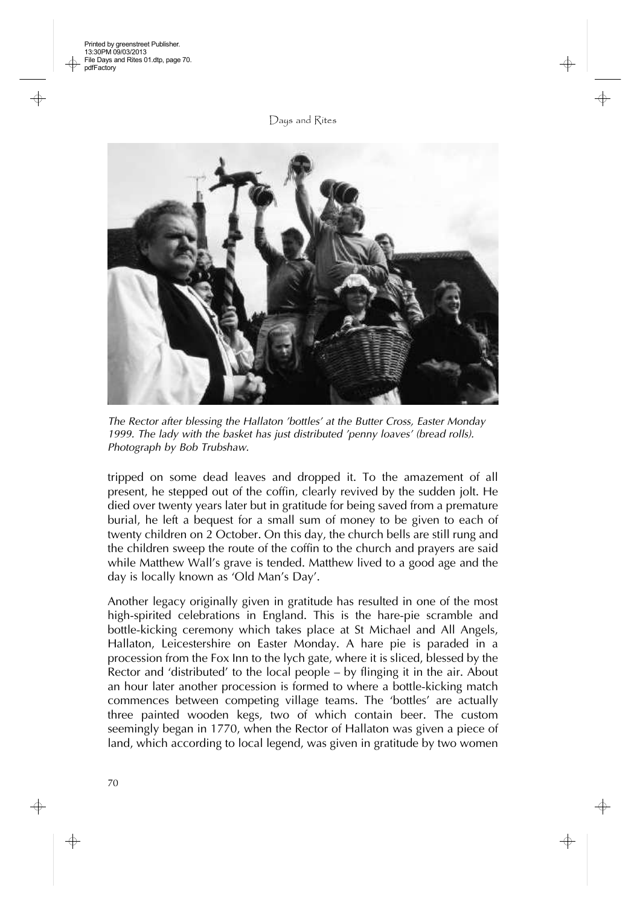*The Rector after blessing the Hallaton 'bottles' at the Butter Cross, Easter Monday 1999. The lady with the basket has just distributed 'penny loaves' (bread rolls). Photograph by Bob Trubshaw.*

tripped on some dead leaves and dropped it. To the amazement of all present, he stepped out of the coffin, clearly revived by the sudden jolt. He died over twenty years later but in gratitude for being saved from a premature burial, he left a bequest for a small sum of money to be given to each of twenty children on 2 October. On this day, the church bells are still rung and the children sweep the route of the coffin to the church and prayers are said while Matthew Wall's grave is tended. Matthew lived to a good age and the day is locally known as 'Old Man's Day'.

Another legacy originally given in gratitude has resulted in one of the most high-spirited celebrations in England. This is the hare-pie scramble and bottle-kicking ceremony which takes place at St Michael and All Angels, Hallaton, Leicestershire on Easter Monday. A hare pie is paraded in a procession from the Fox Inn to the lych gate, where it is sliced, blessed by the Rector and 'distributed' to the local people – by flinging it in the air. About an hour later another procession is formed to where a bottle-kicking match commences between competing village teams. The 'bottles' are actually three painted wooden kegs, two of which contain beer. The custom seemingly began in 1770, when the Rector of Hallaton was given a piece of land, which according to local legend, was given in gratitude by two women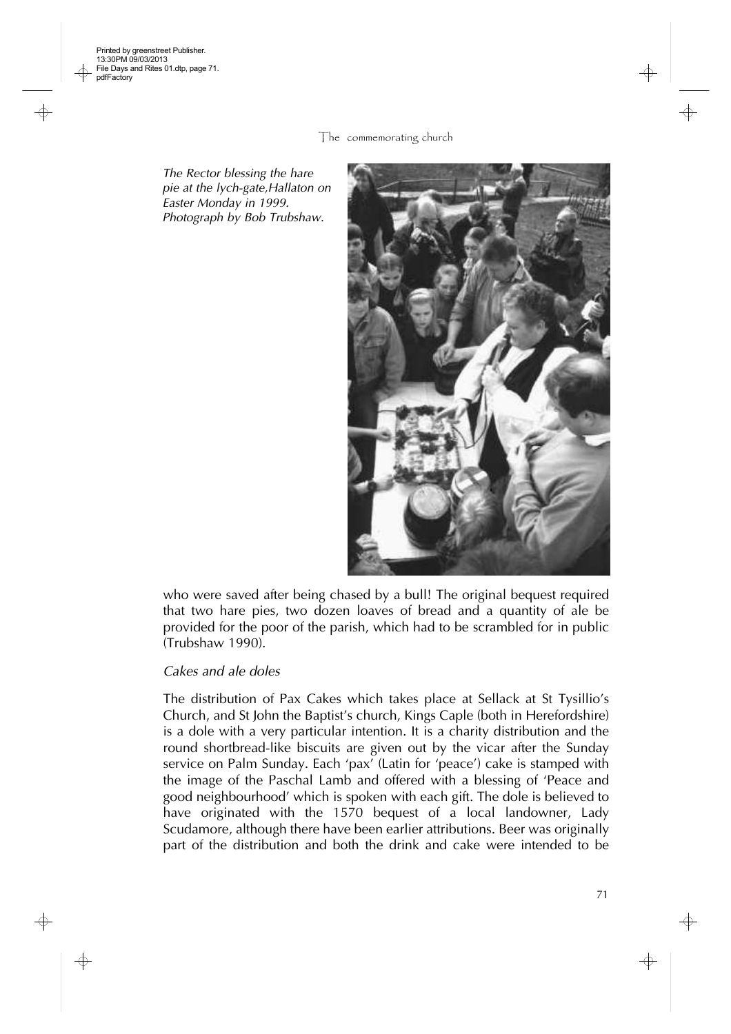*The Rector blessing the hare pie at the lych-gate,Hallaton on Easter Monday in 1999. Photograph by Bob Trubshaw.*

who were saved after being chased by a bull! The original bequest required that two hare pies, two dozen loaves of bread and a quantity of ale be provided for the poor of the parish, which had to be scrambled for in public (Trubshaw 1990).

### *Cakes and ale doles*

The distribution of Pax Cakes which takes place at Sellack at St Tysillio's Church, and St John the Baptist's church, Kings Caple (both in Herefordshire) is a dole with a very particular intention. It is a charity distribution and the round shortbread-like biscuits are given out by the vicar after the Sunday service on Palm Sunday. Each 'pax' (Latin for 'peace') cake is stamped with the image of the Paschal Lamb and offered with a blessing of 'Peace and good neighbourhood' which is spoken with each gift. The dole is believed to have originated with the 1570 bequest of a local landowner, Lady Scudamore, although there have been earlier attributions. Beer was originally part of the distribution and both the drink and cake were intended to be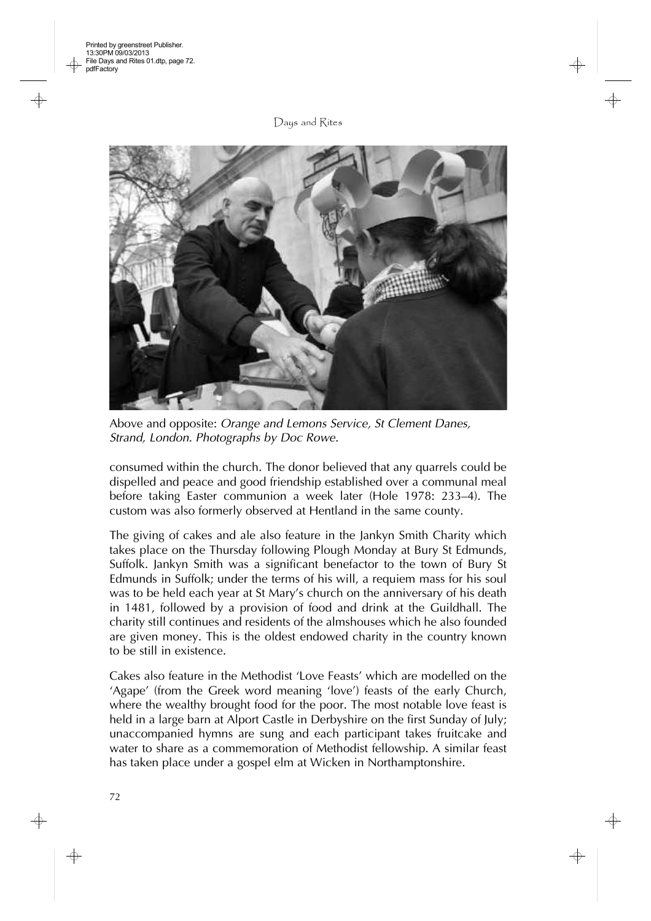Above and opposite: *Orange and Lemons Service, St Clement Danes, Strand, London. Photographs by Doc Rowe.*

consumed within the church. The donor believed that any quarrels could be dispelled and peace and good friendship established over a communal meal before taking Easter communion a week later (Hole 1978: 233–4). The custom was also formerly observed at Hentland in the same county.

The giving of cakes and ale also feature in the Jankyn Smith Charity which takes place on the Thursday following Plough Monday at Bury St Edmunds, Suffolk. Jankyn Smith was a significant benefactor to the town of Bury St Edmunds in Suffolk; under the terms of his will, a requiem mass for his soul was to be held each year at St Mary's church on the anniversary of his death in 1481, followed by a provision of food and drink at the Guildhall. The charity still continues and residents of the almshouses which he also founded are given money. This is the oldest endowed charity in the country known to be still in existence.

Cakes also feature in the Methodist 'Love Feasts' which are modelled on the 'Agape' (from the Greek word meaning 'love') feasts of the early Church, where the wealthy brought food for the poor. The most notable love feast is held in a large barn at Alport Castle in Derbyshire on the first Sunday of July; unaccompanied hymns are sung and each participant takes fruitcake and water to share as a commemoration of Methodist fellowship. A similar feast has taken place under a gospel elm at Wicken in Northamptonshire.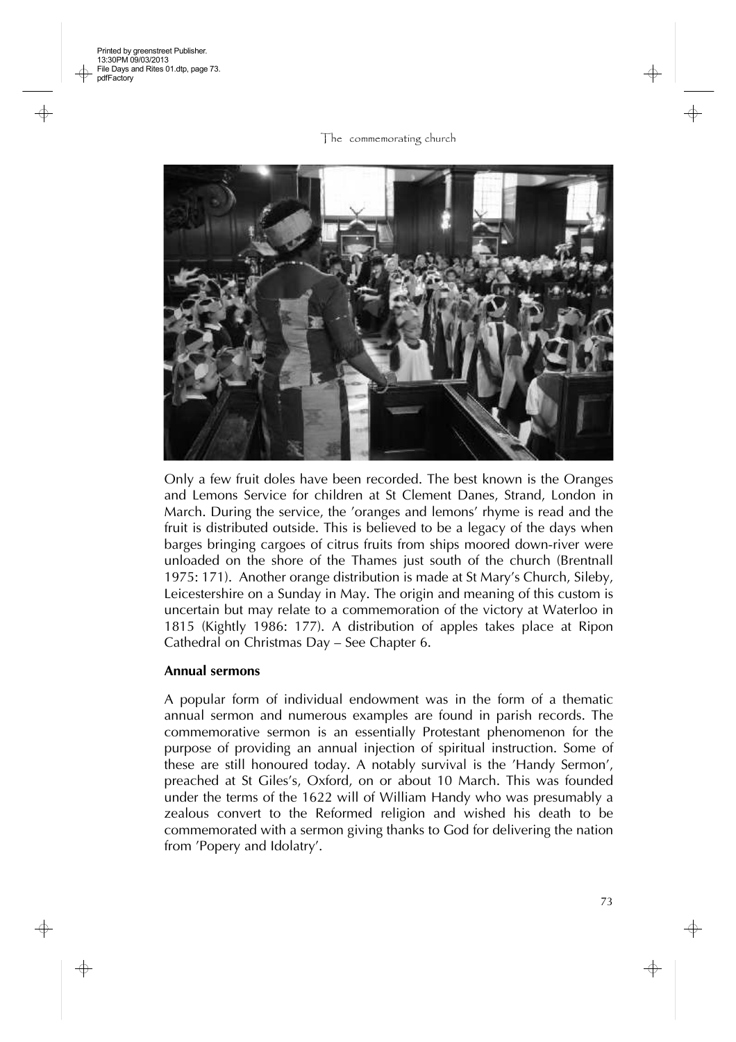Only a few fruit doles have been recorded. The best known is the Oranges and Lemons Service for children at St Clement Danes, Strand, London in March. During the service, the 'oranges and lemons' rhyme is read and the fruit is distributed outside. This is believed to be a legacy of the days when barges bringing cargoes of citrus fruits from ships moored down-river were unloaded on the shore of the Thames just south of the church (Brentnall 1975: 171). Another orange distribution is made at St Mary's Church, Sileby, Leicestershire on a Sunday in May. The origin and meaning of this custom is uncertain but may relate to a commemoration of the victory at Waterloo in 1815 (Kightly 1986: 177). A distribution of apples takes place at Ripon Cathedral on Christmas Day – See Chapter 6.

### Annual sermons

A popular form of individual endowment was in the form of a thematic annual sermon and numerous examples are found in parish records. The commemorative sermon is an essentially Protestant phenomenon for the purpose of providing an annual injection of spiritual instruction. Some of these are still honoured today. A notably survival is the 'Handy Sermon', preached at St Giles's, Oxford, on or about 10 March. This was founded under the terms of the 1622 will of William Handy who was presumably a zealous convert to the Reformed religion and wished his death to be commemorated with a sermon giving thanks to God for delivering the nation from 'Popery and Idolatry'.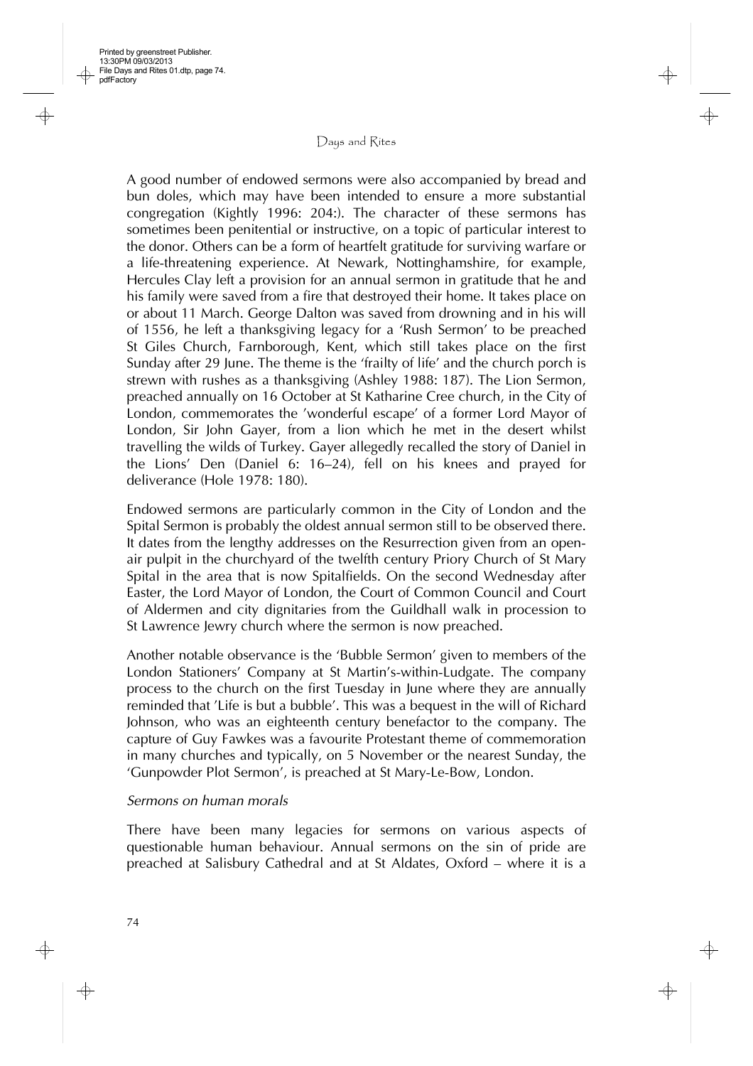A good number of endowed sermons were also accompanied by bread and bun doles, which may have been intended to ensure a more substantial congregation (Kightly 1996: 204:). The character of these sermons has sometimes been penitential or instructive, on a topic of particular interest to the donor. Others can be a form of heartfelt gratitude for surviving warfare or a life-threatening experience. At Newark, Nottinghamshire, for example, Hercules Clay left a provision for an annual sermon in gratitude that he and his family were saved from a fire that destroyed their home. It takes place on or about 11 March. George Dalton was saved from drowning and in his will of 1556, he left a thanksgiving legacy for a 'Rush Sermon' to be preached St Giles Church, Farnborough, Kent, which still takes place on the first Sunday after 29 June. The theme is the 'frailty of life' and the church porch is strewn with rushes as a thanksgiving (Ashley 1988: 187). The Lion Sermon, preached annually on 16 October at St Katharine Cree church, in the City of London, commemorates the 'wonderful escape' of a former Lord Mayor of London, Sir John Gayer, from a lion which he met in the desert whilst travelling the wilds of Turkey. Gayer allegedly recalled the story of Daniel in the Lions' Den (Daniel 6: 16–24), fell on his knees and prayed for deliverance (Hole 1978: 180).

Endowed sermons are particularly common in the City of London and the Spital Sermon is probably the oldest annual sermon still to be observed there. It dates from the lengthy addresses on the Resurrection given from an open-air pulpit in the churchyard of the twelfth century Priory Church of St Mary Spital in the area that is now Spitalfields. On the second Wednesday after Easter, the Lord Mayor of London, the Court of Common Council and Court of Aldermen and city dignitaries from the Guildhall walk in procession to St Lawrence Jewry church where the sermon is now preached.

Another notable observance is the 'Bubble Sermon' given to members of the London Stationers' Company at St Martin's-within-Ludgate. The company process to the church on the first Tuesday in June where they are annually reminded that 'Life is but a bubble'. This was a bequest in the will of Richard Johnson, who was an eighteenth century benefactor to the company. The capture of Guy Fawkes was a favourite Protestant theme of commemoration in many churches and typically, on 5 November or the nearest Sunday, the 'Gunpowder Plot Sermon', is preached at St Mary-Le-Bow, London.

*Sermons on human morals*

There have been many legacies for sermons on various aspects of questionable human behaviour. Annual sermons on the sin of pride are preached at Salisbury Cathedral and at St Aldates, Oxford – where it is a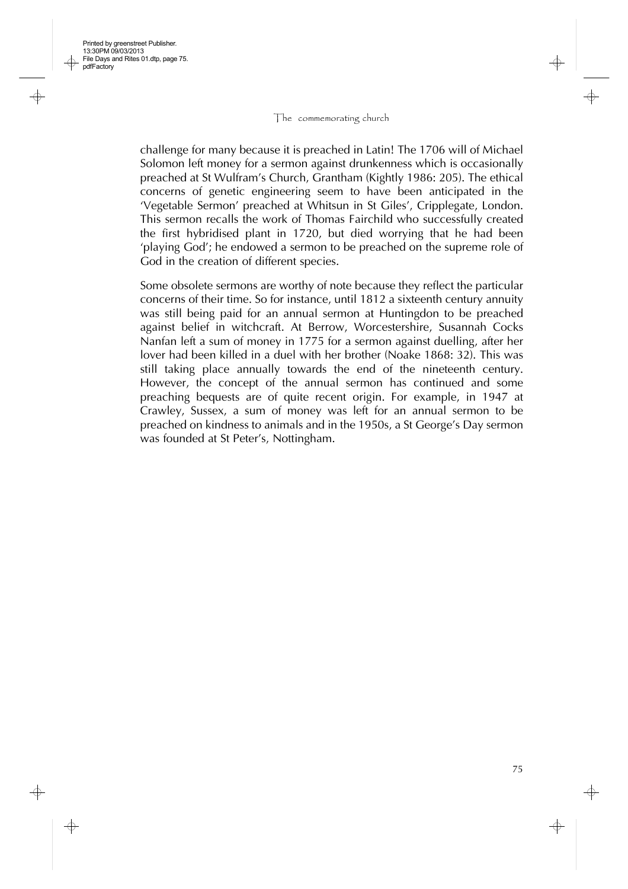challenge for many because it is preached in Latin! The 1706 will of Michael Solomon left money for a sermon against drunkenness which is occasionally preached at St Wulfram's Church, Grantham (Kightly 1986: 205). The ethical concerns of genetic engineering seem to have been anticipated in the 'Vegetable Sermon' preached at Whitsun in St Giles', Cripplegate, London. This sermon recalls the work of Thomas Fairchild who successfully created the first hybridised plant in 1720, but died worrying that he had been 'playing God'; he endowed a sermon to be preached on the supreme role of God in the creation of different species.

Some obsolete sermons are worthy of note because they reflect the particular concerns of their time. So for instance, until 1812 a sixteenth century annuity was still being paid for an annual sermon at Huntingdon to be preached against belief in witchcraft. At Berrow, Worcestershire, Susannah Cocks Nanfan left a sum of money in 1775 for a sermon against duelling, after her lover had been killed in a duel with her brother (Noake 1868: 32). This was still taking place annually towards the end of the nineteenth century. However, the concept of the annual sermon has continued and some preaching bequests are of quite recent origin. For example, in 1947 at Crawley, Sussex, a sum of money was left for an annual sermon to be preached on kindness to animals and in the 1950s, a St George's Day sermon was founded at St Peter's, Nottingham.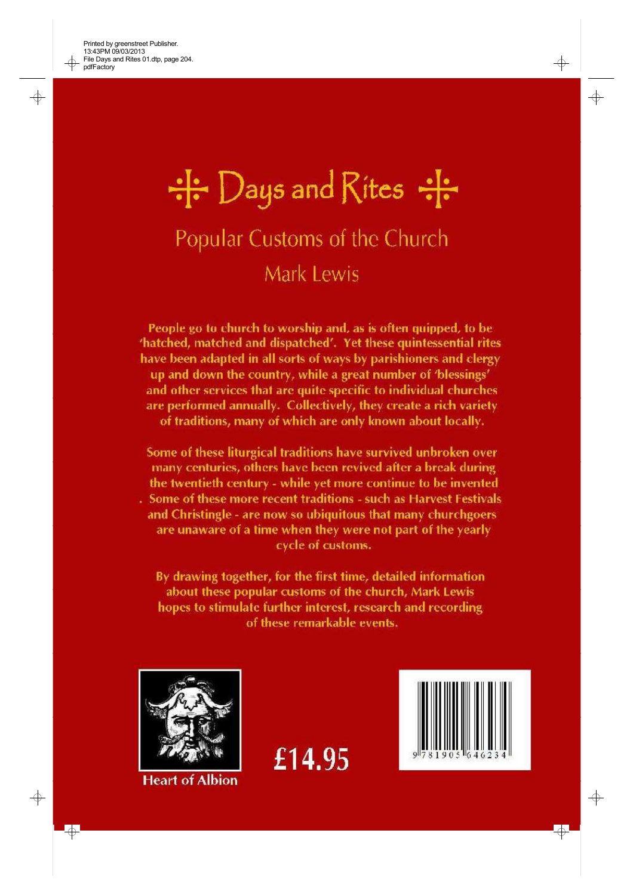# ⁜ Days and Rites ⁜

## Popular Customs of the Church

### Mark Lewis

People go to church to worship and, as is often quipped, to be 'hatched, matched and dispatched'. Yet these quintessential rites have been adapted in all sorts of ways by parishioners and clergy up and down the country, while a great number of 'blessings' and other services that are quite specific to individual churches are performed annually. Collectively, they create a rich variety of traditions, many of which are only known about locally.

Some of these liturgical traditions have survived unbroken over many centuries, others have been revived after a break during the twentieth century - while yet more continue to be invented . Some of these more recent traditions - such as Harvest Festivals and Christingle - are now so ubiquitous that many churchgoers are unaware of a time when they were not part of the yearly cycle of customs.

By drawing together, for the first time, detailed information about these popular customs of the church, Mark Lewis hopes to stimulate further interest, research and recording of these remarkable events.

Heart of Albion

£14.95

9 781905 646234